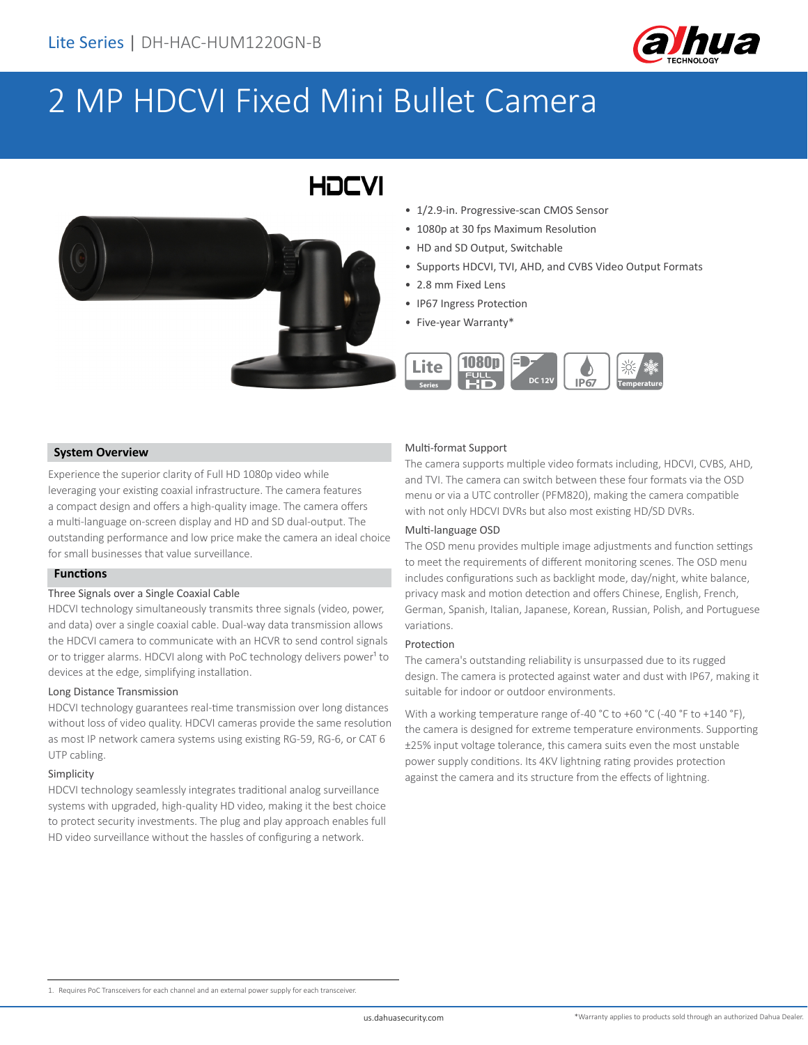Lite Series | DH-HAC-HUM1220GN-B

# 2 MP HDCVI Fixed Mini Bullet Camera

HDCVI

- 1/2.9-in. Progressive-scan CMOS Sensor
- 1080p at 30 fps Maximum Resolution
- HD and SD Output, Switchable
- Supports HDCVI, TVI, AHD, and CVBS Video Output Formats
- 2.8 mm Fixed Lens
- IP67 Ingress Protection
- Five-year Warranty*

Lite Series | 1080p FULL HD | DC 12V | IP67 | Temperature

## System Overview

Experience the superior clarity of Full HD 1080p video while leveraging your existing coaxial infrastructure. The camera features a compact design and offers a high-quality image. The camera offers a multi-language on-screen display and HD and SD dual-output. The outstanding performance and low price make the camera an ideal choice for small businesses that value surveillance.

## Functions

### Three Signals over a Single Coaxial Cable

HDCVI technology simultaneously transmits three signals (video, power, and data) over a single coaxial cable. Dual-way data transmission allows the HDCVI camera to communicate with an HCVR to send control signals or to trigger alarms. HDCVI along with PoC technology delivers power[1] to devices at the edge, simplifying installation.

### Long Distance Transmission

HDCVI technology guarantees real-time transmission over long distances without loss of video quality. HDCVI cameras provide the same resolution as most IP network camera systems using existing RG-59, RG-6, or CAT 6 UTP cabling.

### Simplicity

HDCVI technology seamlessly integrates traditional analog surveillance systems with upgraded, high-quality HD video, making it the best choice to protect security investments. The plug and play approach enables full HD video surveillance without the hassles of configuring a network.

### Multi-format Support

The camera supports multiple video formats including, HDCVI, CVBS, AHD, and TVI. The camera can switch between these four formats via the OSD menu or via a UTC controller (PFM820), making the camera compatible with not only HDCVI DVRs but also most existing HD/SD DVRs.

### Multi-language OSD

The OSD menu provides multiple image adjustments and function settings to meet the requirements of different monitoring scenes. The OSD menu includes configurations such as backlight mode, day/night, white balance, privacy mask and motion detection and offers Chinese, English, French, German, Spanish, Italian, Japanese, Korean, Russian, Polish, and Portuguese variations.

### Protection

The camera's outstanding reliability is unsurpassed due to its rugged design. The camera is protected against water and dust with IP67, making it suitable for indoor or outdoor environments.

With a working temperature range of-40 °C to +60 °C (-40 °F to +140 °F), the camera is designed for extreme temperature environments. Supporting ±25% input voltage tolerance, this camera suits even the most unstable power supply conditions. Its 4KV lightning rating provides protection against the camera and its structure from the effects of lightning.

1. Requires PoC Transceivers for each channel and an external power supply for each transceiver.

*Warranty applies to products sold through an authorized Dahua Dealer.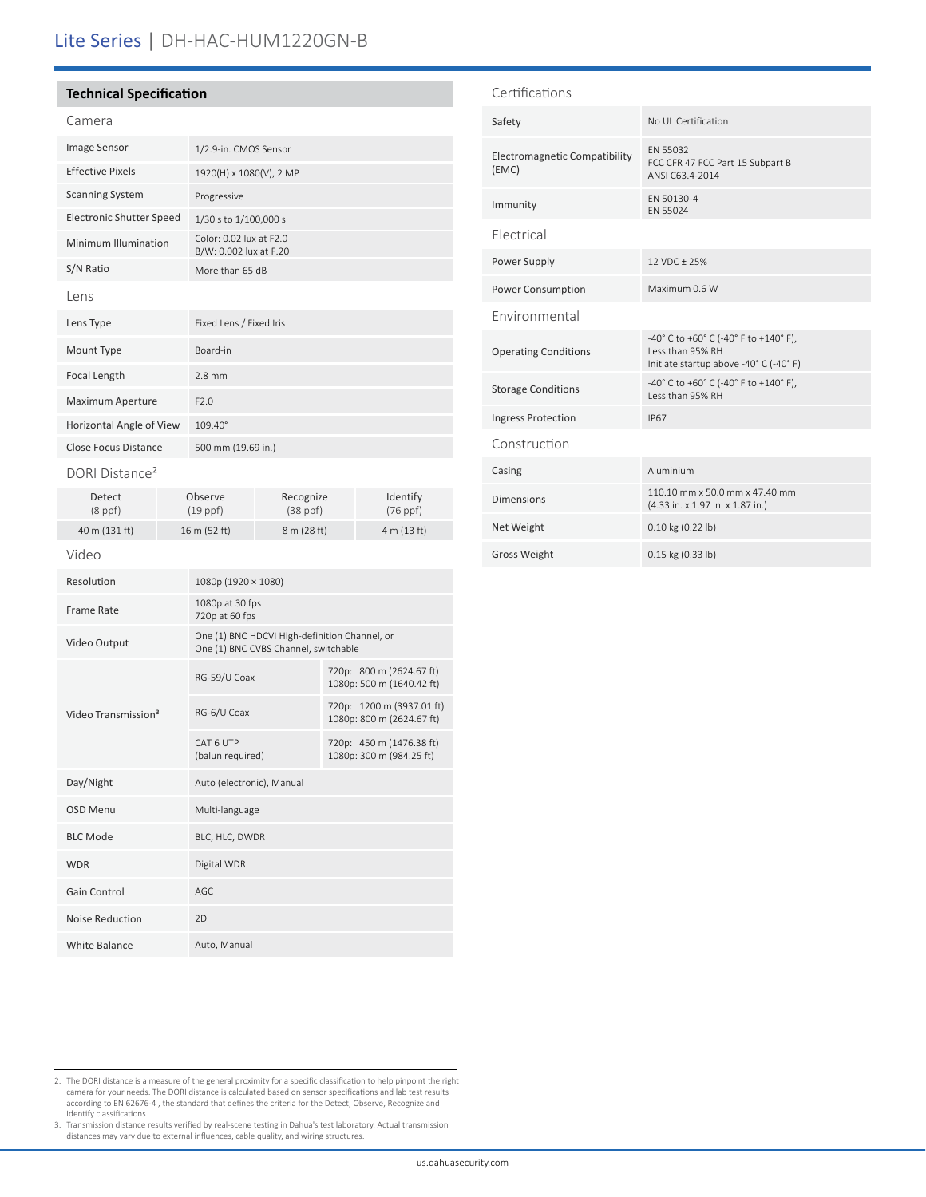# Lite Series | DH-HAC-HUM1220GN-B

## Technical Specification

### Camera

| | |
|---|---|
| Image Sensor | 1/2.9-in. CMOS Sensor |
| Effective Pixels | 1920(H) x 1080(V), 2 MP |
| Scanning System | Progressive |
| Electronic Shutter Speed | 1/30 s to 1/100,000 s |
| Minimum Illumination | Color: 0.02 lux at F2.0<br>B/W: 0.002 lux at F.20 |
| S/N Ratio | More than 65 dB |

### Lens

| | |
|---|---|
| Lens Type | Fixed Lens / Fixed Iris |
| Mount Type | Board-in |
| Focal Length | 2.8 mm |
| Maximum Aperture | F2.0 |
| Horizontal Angle of View | 109.40° |
| Close Focus Distance | 500 mm (19.69 in.) |

### DORI Distance[2]

| Detect (8 ppf) | Observe (19 ppf) | Recognize (38 ppf) | Identify (76 ppf) |
|---|---|---|---|
| 40 m (131 ft) | 16 m (52 ft) | 8 m (28 ft) | 4 m (13 ft) |

### Video

| | | |
|---|---|---|
| Resolution | 1080p (1920 × 1080) | |
| Frame Rate | 1080p at 30 fps<br>720p at 60 fps | |
| Video Output | One (1) BNC HDCVI High-definition Channel, or<br>One (1) BNC CVBS Channel, switchable | |
| Video Transmission[3] | RG-59/U Coax | 720p: 800 m (2624.67 ft)<br>1080p: 500 m (1640.42 ft) |
| | RG-6/U Coax | 720p: 1200 m (3937.01 ft)<br>1080p: 800 m (2624.67 ft) |
| | CAT 6 UTP<br>(balun required) | 720p: 450 m (1476.38 ft)<br>1080p: 300 m (984.25 ft) |
| Day/Night | Auto (electronic), Manual | |
| OSD Menu | Multi-language | |
| BLC Mode | BLC, HLC, DWDR | |
| WDR | Digital WDR | |
| Gain Control | AGC | |
| Noise Reduction | 2D | |
| White Balance | Auto, Manual | |

### Certifications

| | |
|---|---|
| Safety | No UL Certification |
| Electromagnetic Compatibility (EMC) | EN 55032<br>FCC CFR 47 FCC Part 15 Subpart B<br>ANSI C63.4-2014 |
| Immunity | EN 50130-4<br>EN 55024 |

### Electrical

| | |
|---|---|
| Power Supply | 12 VDC ± 25% |
| Power Consumption | Maximum 0.6 W |

### Environmental

| | |
|---|---|
| Operating Conditions | -40° C to +60° C (-40° F to +140° F),<br>Less than 95% RH<br>Initiate startup above -40° C (-40° F) |
| Storage Conditions | -40° C to +60° C (-40° F to +140° F),<br>Less than 95% RH |
| Ingress Protection | IP67 |

### Construction

| | |
|---|---|
| Casing | Aluminium |
| Dimensions | 110.10 mm x 50.0 mm x 47.40 mm<br>(4.33 in. x 1.97 in. x 1.87 in.) |
| Net Weight | 0.10 kg (0.22 lb) |
| Gross Weight | 0.15 kg (0.33 lb) |

---

2. The DORI distance is a measure of the general proximity for a specific classification to help pinpoint the right camera for your needs. The DORI distance is calculated based on sensor specifications and lab test results according to EN 62676-4 , the standard that defines the criteria for the Detect, Observe, Recognize and Identify classifications.
3. Transmission distance results verified by real-scene testing in Dahua's test laboratory. Actual transmission distances may vary due to external influences, cable quality, and wiring structures.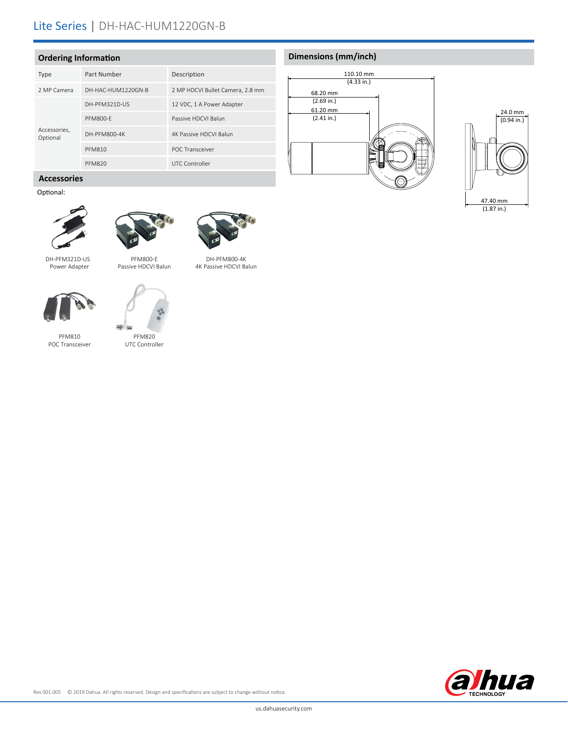## Ordering Information

| Type | Part Number | Description |
| --- | --- | --- |
| 2 MP Camera | DH-HAC-HUM1220GN-B | 2 MP HDCVI Bullet Camera, 2.8 mm |
| Accessories, Optional | DH-PFM321D-US | 12 VDC, 1 A Power Adapter |
| | PFM800-E | Passive HDCVI Balun |
| | DH-PFM800-4K | 4K Passive HDCVI Balun |
| | PFM810 | POC Transceiver |
| | PFM820 | UTC Controller |

## Accessories

Optional:

DH-PFM321D-US
Power Adapter

PFM800-E
Passive HDCVI Balun

DH-PFM800-4K
4K Passive HDCVI Balun

PFM810
POC Transceiver

PFM820
UTC Controller

## Dimensions (mm/inch)

110.10 mm
(4.33 in.)

68.20 mm
(2.69 in.)

61.20 mm
(2.41 in.)

24.0 mm
(0.94 in.)

47.40 mm
(1.87 in.)

Rev 001.005 © 2019 Dahua. All rights reserved. Design and specifications are subject to change without notice.

us.dahuasecurity.com